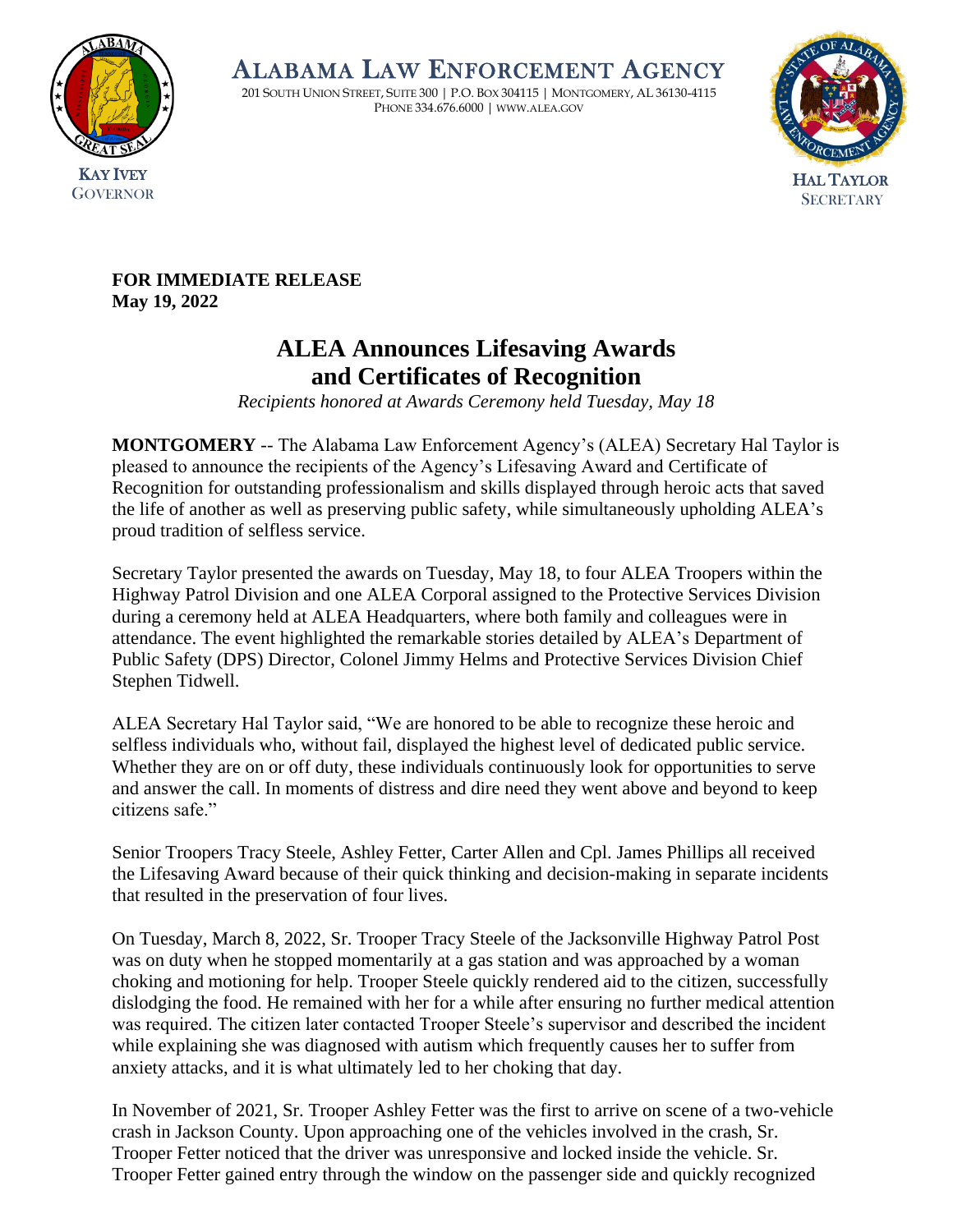ALABAMA LAW ENFORCEMENT AGENCY

201 SOUTH UNION STREET, SUITE 300 | P.O. BOX 304115 | MONTGOMERY, AL 36130-4115
PHONE 334.676.6000 | WWW.ALEA.GOV

KAY IVEY
GOVERNOR

HAL TAYLOR
SECRETARY

**FOR IMMEDIATE RELEASE**
**May 19, 2022**

# ALEA Announces Lifesaving Awards and Certificates of Recognition

*Recipients honored at Awards Ceremony held Tuesday, May 18*

**MONTGOMERY** -- The Alabama Law Enforcement Agency's (ALEA) Secretary Hal Taylor is pleased to announce the recipients of the Agency's Lifesaving Award and Certificate of Recognition for outstanding professionalism and skills displayed through heroic acts that saved the life of another as well as preserving public safety, while simultaneously upholding ALEA's proud tradition of selfless service.

Secretary Taylor presented the awards on Tuesday, May 18, to four ALEA Troopers within the Highway Patrol Division and one ALEA Corporal assigned to the Protective Services Division during a ceremony held at ALEA Headquarters, where both family and colleagues were in attendance. The event highlighted the remarkable stories detailed by ALEA's Department of Public Safety (DPS) Director, Colonel Jimmy Helms and Protective Services Division Chief Stephen Tidwell.

ALEA Secretary Hal Taylor said, "We are honored to be able to recognize these heroic and selfless individuals who, without fail, displayed the highest level of dedicated public service. Whether they are on or off duty, these individuals continuously look for opportunities to serve and answer the call. In moments of distress and dire need they went above and beyond to keep citizens safe."

Senior Troopers Tracy Steele, Ashley Fetter, Carter Allen and Cpl. James Phillips all received the Lifesaving Award because of their quick thinking and decision-making in separate incidents that resulted in the preservation of four lives.

On Tuesday, March 8, 2022, Sr. Trooper Tracy Steele of the Jacksonville Highway Patrol Post was on duty when he stopped momentarily at a gas station and was approached by a woman choking and motioning for help. Trooper Steele quickly rendered aid to the citizen, successfully dislodging the food. He remained with her for a while after ensuring no further medical attention was required. The citizen later contacted Trooper Steele's supervisor and described the incident while explaining she was diagnosed with autism which frequently causes her to suffer from anxiety attacks, and it is what ultimately led to her choking that day.

In November of 2021, Sr. Trooper Ashley Fetter was the first to arrive on scene of a two-vehicle crash in Jackson County. Upon approaching one of the vehicles involved in the crash, Sr. Trooper Fetter noticed that the driver was unresponsive and locked inside the vehicle. Sr. Trooper Fetter gained entry through the window on the passenger side and quickly recognized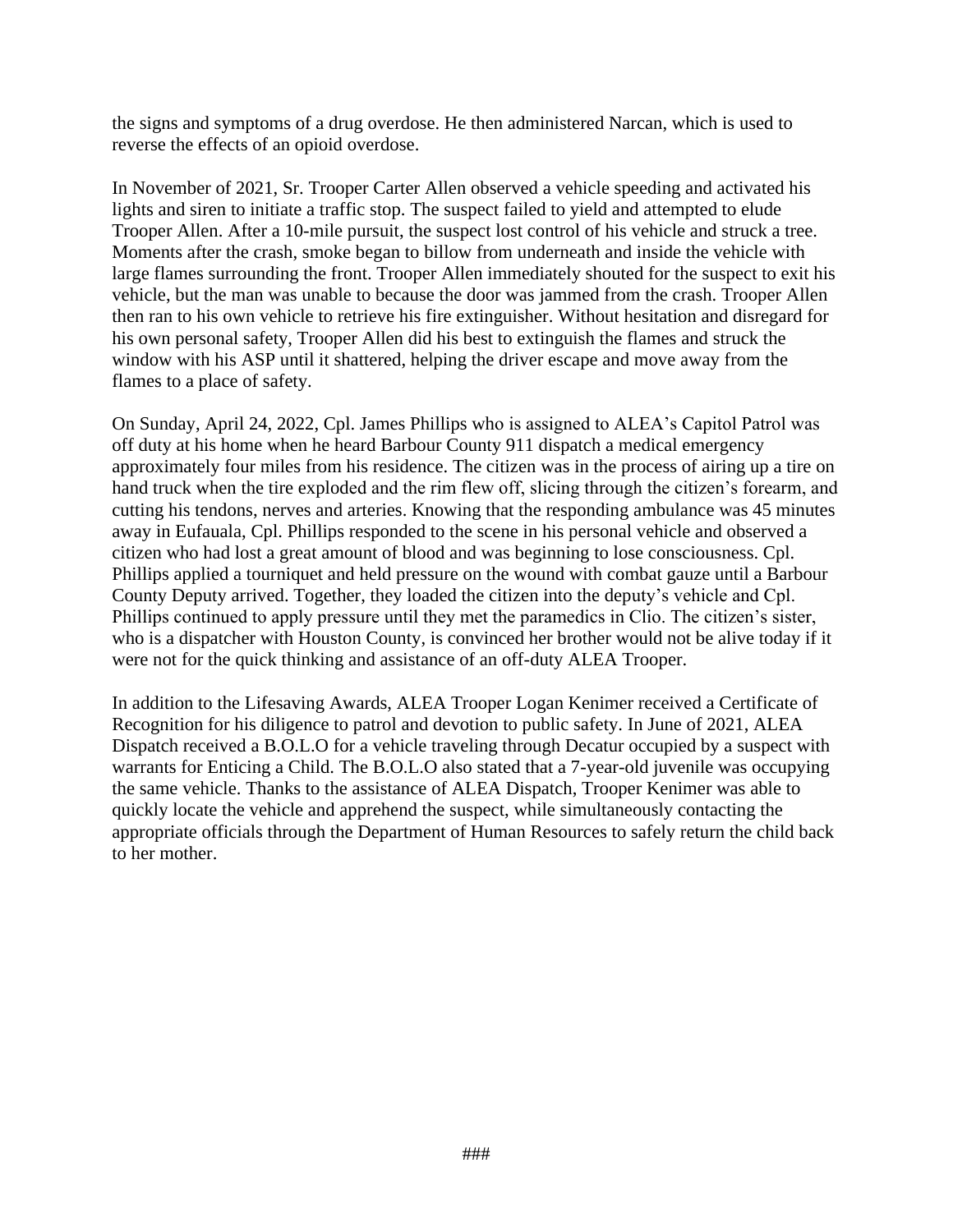the signs and symptoms of a drug overdose. He then administered Narcan, which is used to reverse the effects of an opioid overdose.

In November of 2021, Sr. Trooper Carter Allen observed a vehicle speeding and activated his lights and siren to initiate a traffic stop. The suspect failed to yield and attempted to elude Trooper Allen. After a 10-mile pursuit, the suspect lost control of his vehicle and struck a tree. Moments after the crash, smoke began to billow from underneath and inside the vehicle with large flames surrounding the front. Trooper Allen immediately shouted for the suspect to exit his vehicle, but the man was unable to because the door was jammed from the crash. Trooper Allen then ran to his own vehicle to retrieve his fire extinguisher. Without hesitation and disregard for his own personal safety, Trooper Allen did his best to extinguish the flames and struck the window with his ASP until it shattered, helping the driver escape and move away from the flames to a place of safety.

On Sunday, April 24, 2022, Cpl. James Phillips who is assigned to ALEA's Capitol Patrol was off duty at his home when he heard Barbour County 911 dispatch a medical emergency approximately four miles from his residence. The citizen was in the process of airing up a tire on hand truck when the tire exploded and the rim flew off, slicing through the citizen's forearm, and cutting his tendons, nerves and arteries. Knowing that the responding ambulance was 45 minutes away in Eufauala, Cpl. Phillips responded to the scene in his personal vehicle and observed a citizen who had lost a great amount of blood and was beginning to lose consciousness. Cpl. Phillips applied a tourniquet and held pressure on the wound with combat gauze until a Barbour County Deputy arrived. Together, they loaded the citizen into the deputy's vehicle and Cpl. Phillips continued to apply pressure until they met the paramedics in Clio. The citizen's sister, who is a dispatcher with Houston County, is convinced her brother would not be alive today if it were not for the quick thinking and assistance of an off-duty ALEA Trooper.

In addition to the Lifesaving Awards, ALEA Trooper Logan Kenimer received a Certificate of Recognition for his diligence to patrol and devotion to public safety. In June of 2021, ALEA Dispatch received a B.O.L.O for a vehicle traveling through Decatur occupied by a suspect with warrants for Enticing a Child. The B.O.L.O also stated that a 7-year-old juvenile was occupying the same vehicle. Thanks to the assistance of ALEA Dispatch, Trooper Kenimer was able to quickly locate the vehicle and apprehend the suspect, while simultaneously contacting the appropriate officials through the Department of Human Resources to safely return the child back to her mother.

###